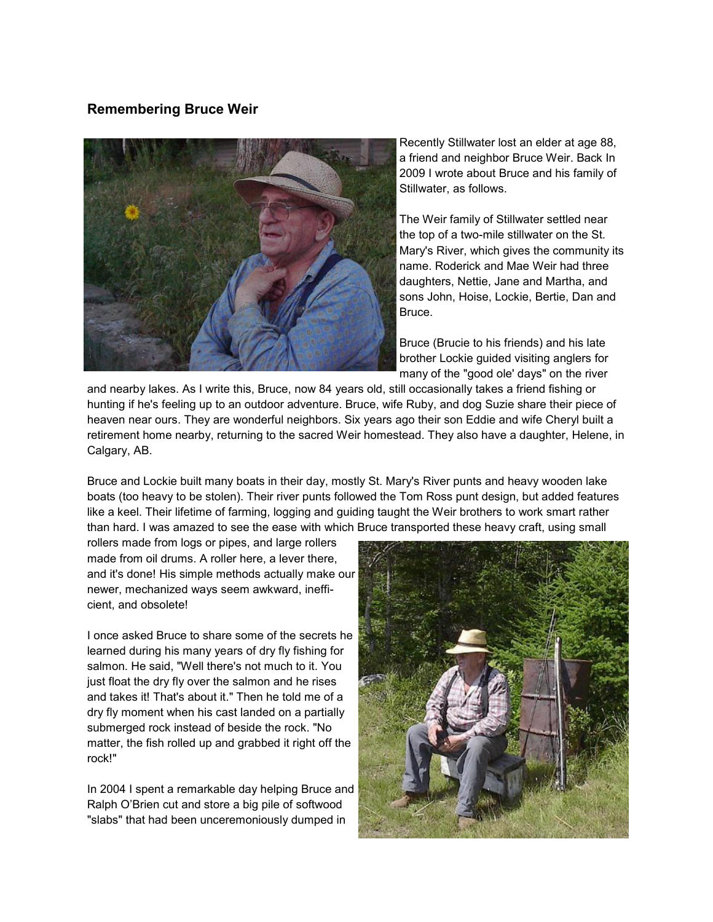## Remembering Bruce Weir

Recently Stillwater lost an elder at age 88, a friend and neighbor Bruce Weir. Back In 2009 I wrote about Bruce and his family of Stillwater, as follows.

The Weir family of Stillwater settled near the top of a two-mile stillwater on the St. Mary's River, which gives the community its name. Roderick and Mae Weir had three daughters, Nettie, Jane and Martha, and sons John, Hoise, Lockie, Bertie, Dan and Bruce.

Bruce (Brucie to his friends) and his late brother Lockie guided visiting anglers for many of the "good ole' days" on the river and nearby lakes. As I write this, Bruce, now 84 years old, still occasionally takes a friend fishing or hunting if he's feeling up to an outdoor adventure. Bruce, wife Ruby, and dog Suzie share their piece of heaven near ours. They are wonderful neighbors. Six years ago their son Eddie and wife Cheryl built a retirement home nearby, returning to the sacred Weir homestead. They also have a daughter, Helene, in Calgary, AB.

Bruce and Lockie built many boats in their day, mostly St. Mary's River punts and heavy wooden lake boats (too heavy to be stolen). Their river punts followed the Tom Ross punt design, but added features like a keel. Their lifetime of farming, logging and guiding taught the Weir brothers to work smart rather than hard. I was amazed to see the ease with which Bruce transported these heavy craft, using small rollers made from logs or pipes, and large rollers made from oil drums. A roller here, a lever there, and it's done! His simple methods actually make our newer, mechanized ways seem awkward, inefficient, and obsolete!

I once asked Bruce to share some of the secrets he learned during his many years of dry fly fishing for salmon. He said, "Well there's not much to it. You just float the dry fly over the salmon and he rises and takes it! That's about it." Then he told me of a dry fly moment when his cast landed on a partially submerged rock instead of beside the rock. "No matter, the fish rolled up and grabbed it right off the rock!"

In 2004 I spent a remarkable day helping Bruce and Ralph O'Brien cut and store a big pile of softwood "slabs" that had been unceremoniously dumped in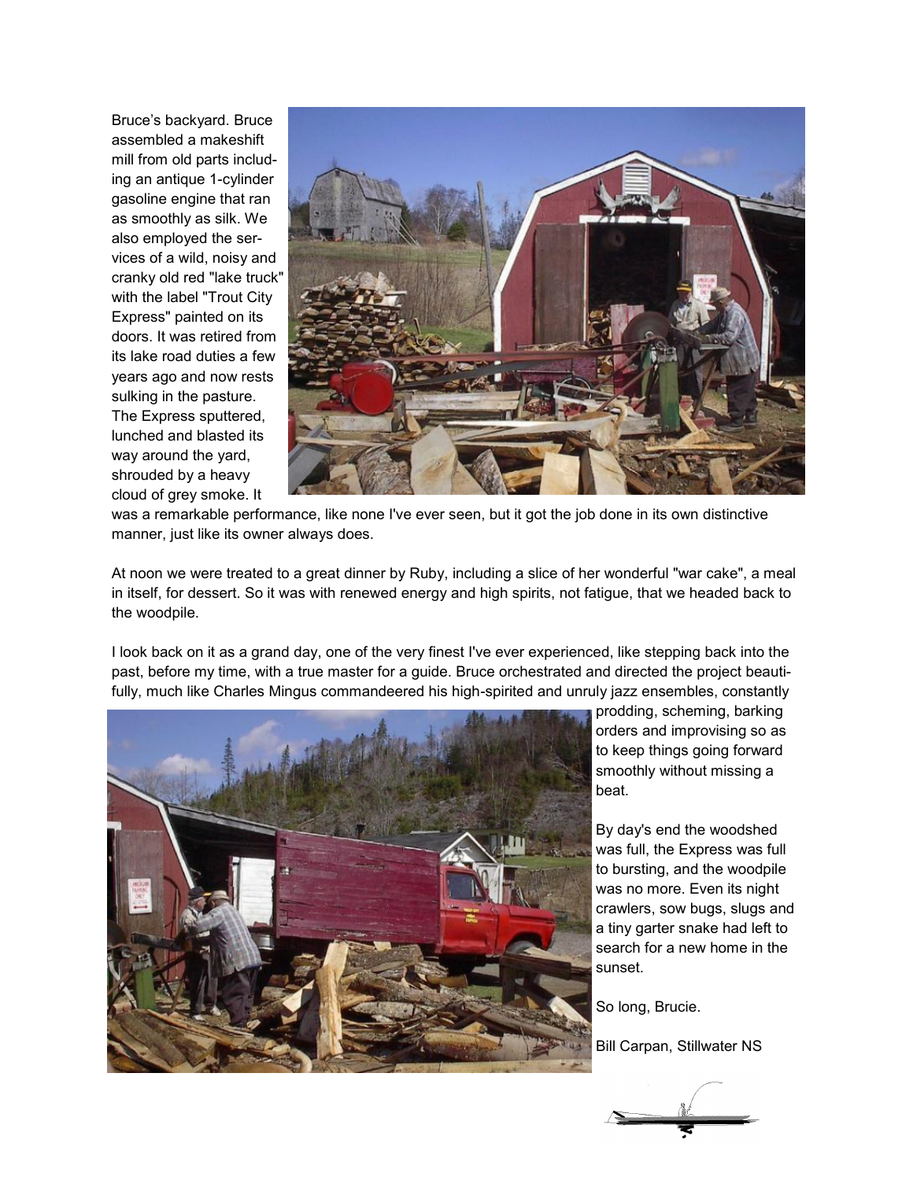Bruce's backyard. Bruce assembled a makeshift mill from old parts including an antique 1-cylinder gasoline engine that ran as smoothly as silk. We also employed the services of a wild, noisy and cranky old red "lake truck" with the label "Trout City Express" painted on its doors. It was retired from its lake road duties a few years ago and now rests sulking in the pasture. The Express sputtered, lunched and blasted its way around the yard, shrouded by a heavy cloud of grey smoke. It was a remarkable performance, like none I've ever seen, but it got the job done in its own distinctive manner, just like its owner always does.

At noon we were treated to a great dinner by Ruby, including a slice of her wonderful "war cake", a meal in itself, for dessert. So it was with renewed energy and high spirits, not fatigue, that we headed back to the woodpile.

I look back on it as a grand day, one of the very finest I've ever experienced, like stepping back into the past, before my time, with a true master for a guide. Bruce orchestrated and directed the project beautifully, much like Charles Mingus commandeered his high-spirited and unruly jazz ensembles, constantly prodding, scheming, barking orders and improvising so as to keep things going forward smoothly without missing a beat.

By day's end the woodshed was full, the Express was full to bursting, and the woodpile was no more. Even its night crawlers, sow bugs, slugs and a tiny garter snake had left to search for a new home in the sunset.

So long, Brucie.

Bill Carpan, Stillwater NS